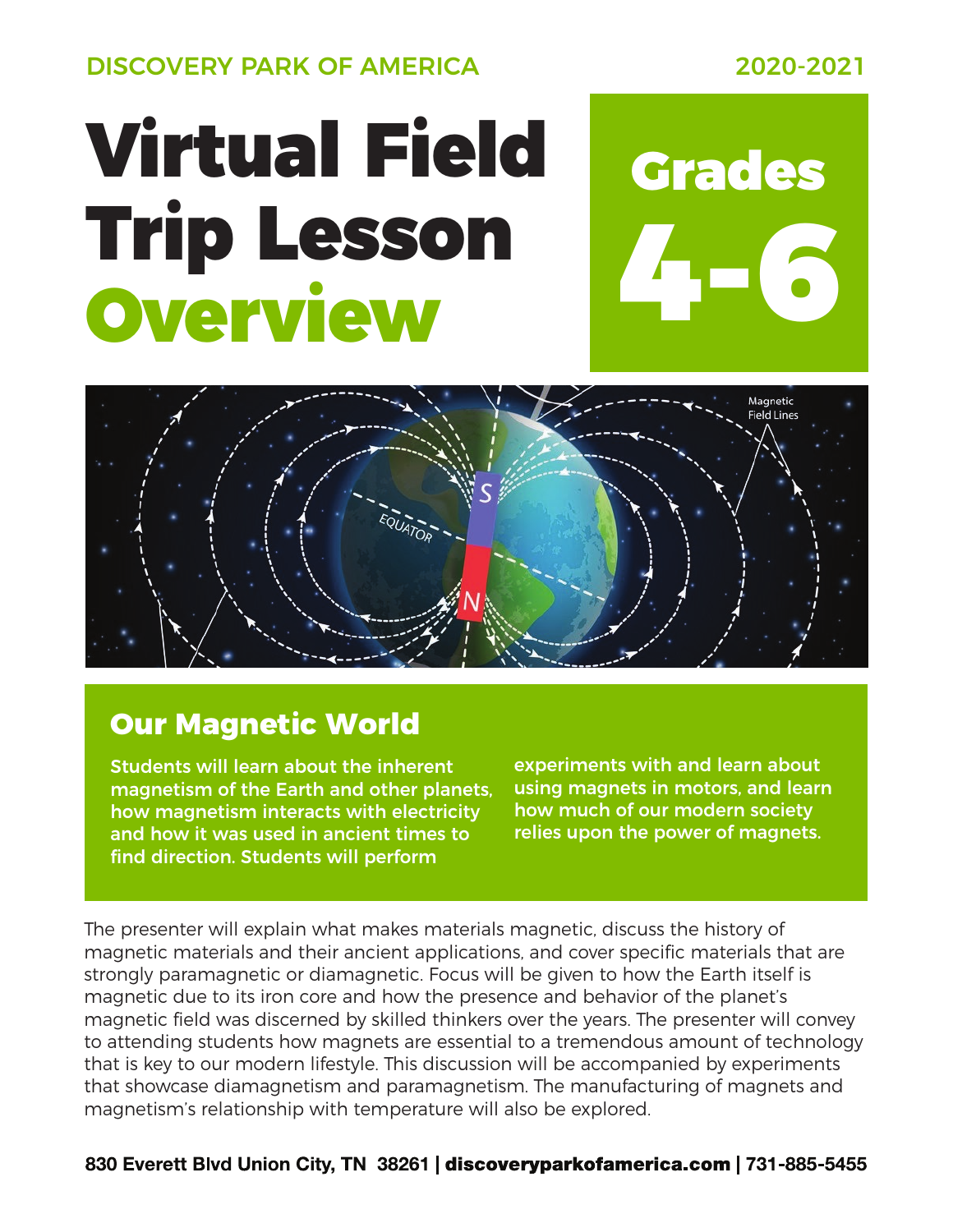DISCOVERY PARK OF AMERICA

2020-2021

# Virtual Field Trip Lesson Overview

## Grades 4-6

## Our Magnetic World

**Students will learn about the inherent magnetism of the Earth and other planets, how magnetism interacts with electricity and how it was used in ancient times to find direction. Students will perform experiments with and learn about using magnets in motors, and learn how much of our modern society relies upon the power of magnets.**

The presenter will explain what makes materials magnetic, discuss the history of magnetic materials and their ancient applications, and cover specific materials that are strongly paramagnetic or diamagnetic. Focus will be given to how the Earth itself is magnetic due to its iron core and how the presence and behavior of the planet's magnetic field was discerned by skilled thinkers over the years. The presenter will convey to attending students how magnets are essential to a tremendous amount of technology that is key to our modern lifestyle. This discussion will be accompanied by experiments that showcase diamagnetism and paramagnetism. The manufacturing of magnets and magnetism's relationship with temperature will also be explored.

**830 Everett Blvd Union City, TN 38261 | discoveryparkofamerica.com | 731-885-5455**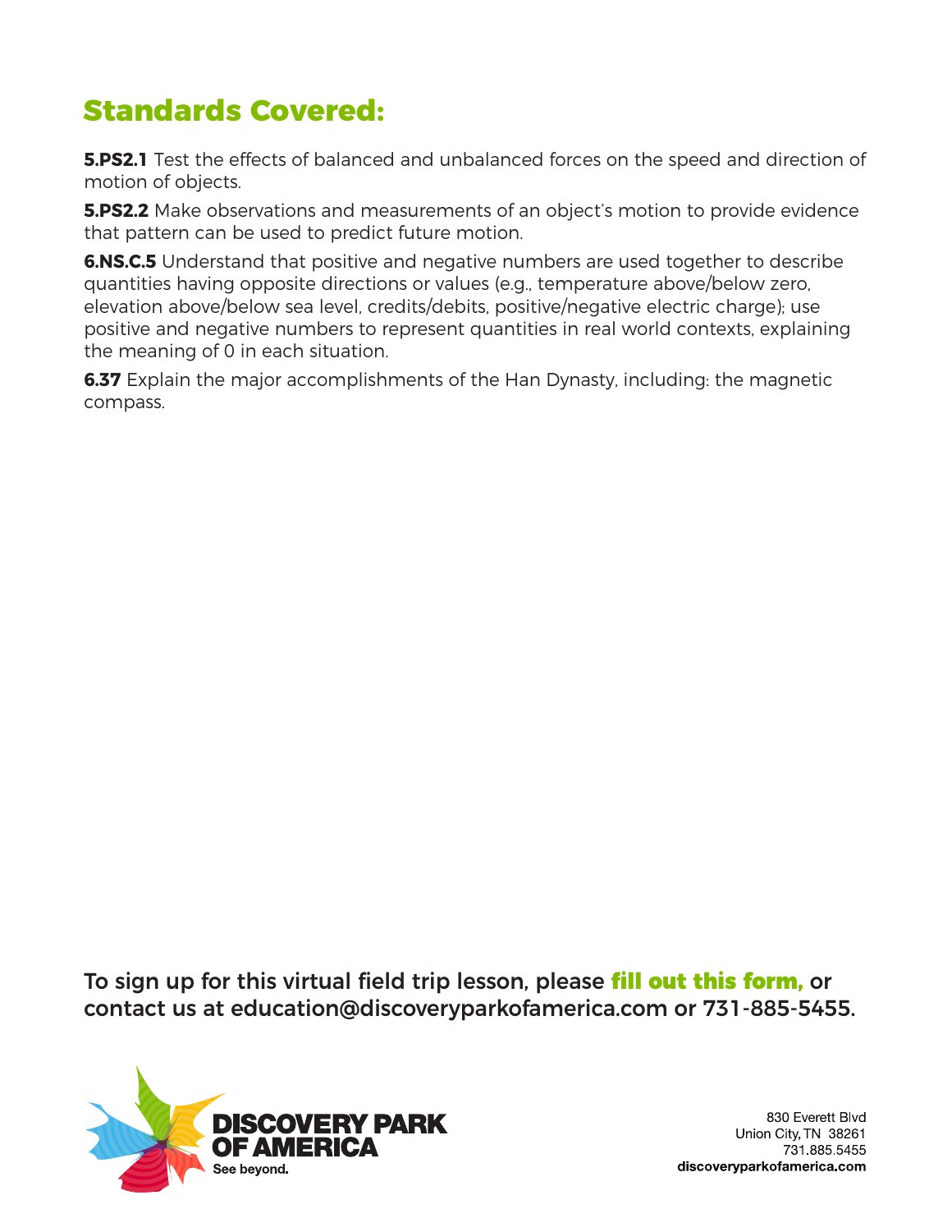## Standards Covered:

**5.PS2.1** Test the effects of balanced and unbalanced forces on the speed and direction of motion of objects.

**5.PS2.2** Make observations and measurements of an object's motion to provide evidence that pattern can be used to predict future motion.

**6.NS.C.5** Understand that positive and negative numbers are used together to describe quantities having opposite directions or values (e.g., temperature above/below zero, elevation above/below sea level, credits/debits, positive/negative electric charge); use positive and negative numbers to represent quantities in real world contexts, explaining the meaning of 0 in each situation.

**6.37** Explain the major accomplishments of the Han Dynasty, including: the magnetic compass.

To sign up for this virtual field trip lesson, please **fill out this form,** or contact us at education@discoveryparkofamerica.com or 731-885-5455.

DISCOVERY PARK OF AMERICA
See beyond.

830 Everett Blvd
Union City, TN 38261
731.885.5455
**discoveryparkofamerica.com**